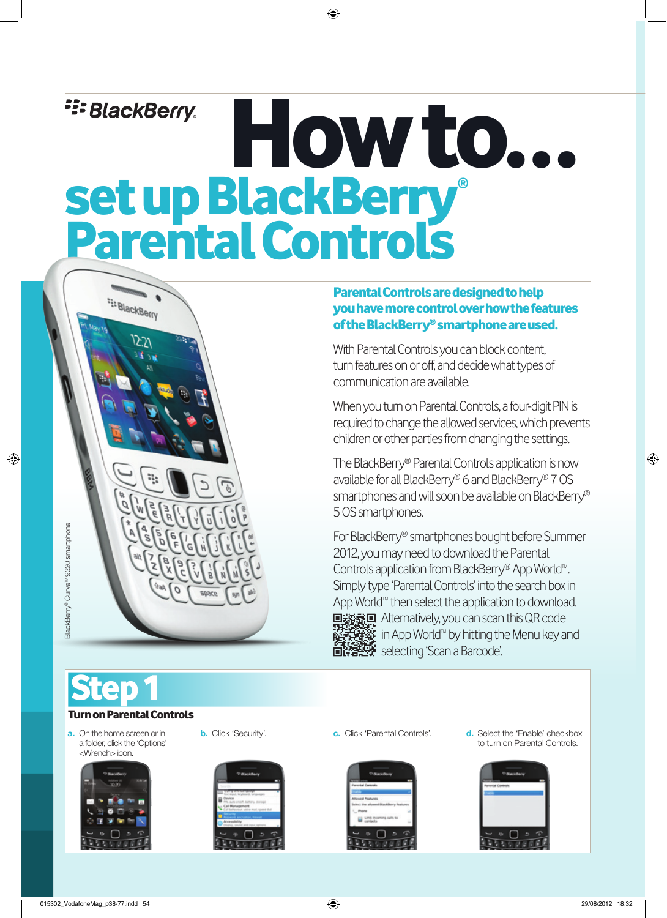BlackBerry

# How to... set up BlackBerry® Parental Controls

BlackBerry® Curve™ 9320 smartphone

**Parental Controls are designed to help you have more control over how the features of the BlackBerry® smartphone are used.**

With Parental Controls you can block content, turn features on or off, and decide what types of communication are available.

When you turn on Parental Controls, a four-digit PIN is required to change the allowed services, which prevents children or other parties from changing the settings.

The BlackBerry® Parental Controls application is now available for all BlackBerry® 6 and BlackBerry® 7 OS smartphones and will soon be available on BlackBerry® 5 OS smartphones.

For BlackBerry® smartphones bought before Summer 2012, you may need to download the Parental Controls application from BlackBerry® App World™. Simply type 'Parental Controls' into the search box in App World™ then select the application to download. Alternatively, you can scan this QR code in App World™ by hitting the Menu key and selecting 'Scan a Barcode'.

## Step 1

### Turn on Parental Controls

a. On the home screen or in a folder, click the 'Options' <Wrench> icon.

b. Click 'Security'.

c. Click 'Parental Controls'.

d. Select the 'Enable' checkbox to turn on Parental Controls.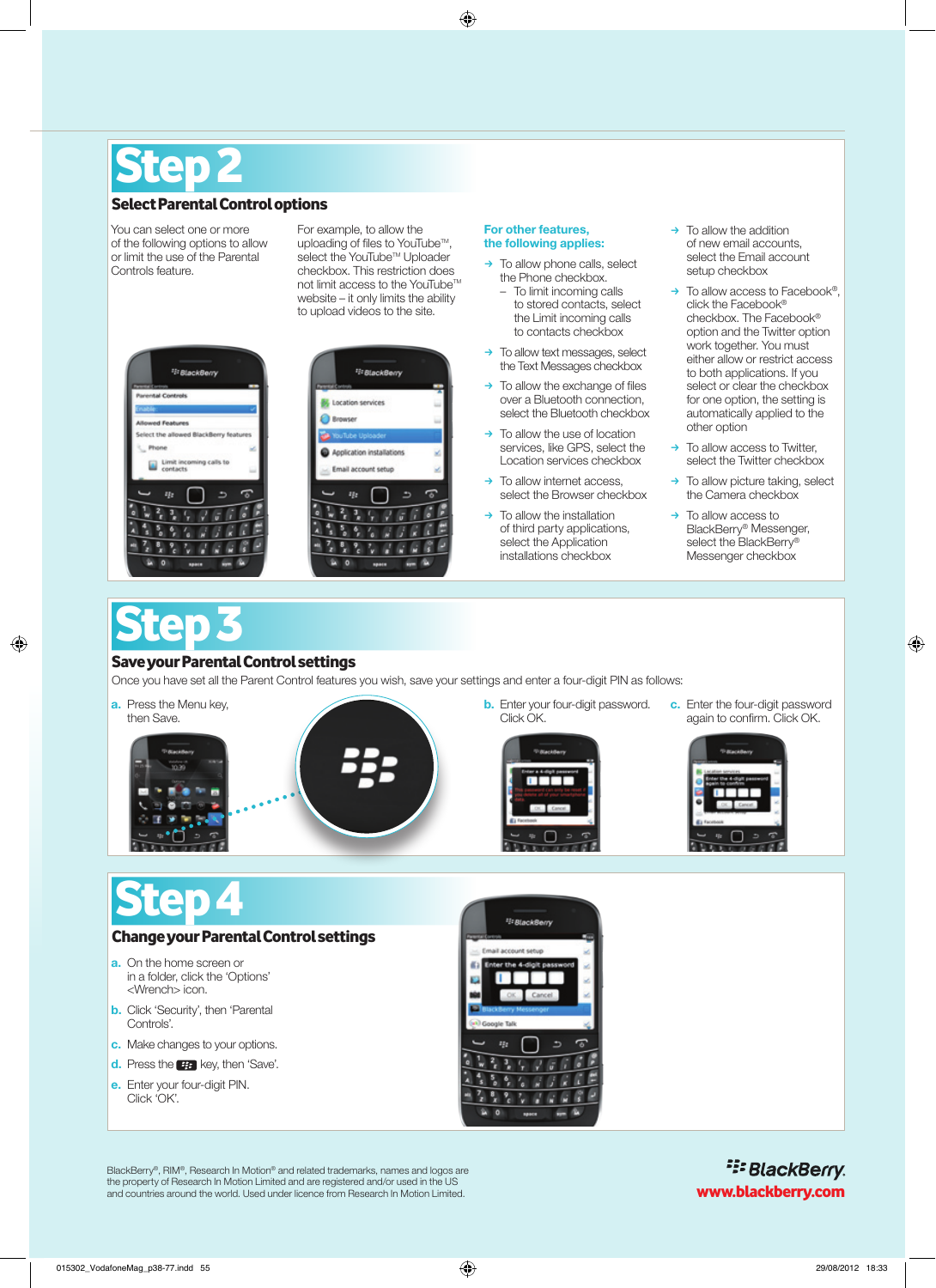# Step 2

## Select Parental Control options

You can select one or more of the following options to allow or limit the use of the Parental Controls feature.

For example, to allow the uploading of files to YouTube™, select the YouTube™ Uploader checkbox. This restriction does not limit access to the YouTube™ website – it only limits the ability to upload videos to the site.

**For other features, the following applies:**

- To allow phone calls, select the Phone checkbox.
  - To limit incoming calls to stored contacts, select the Limit incoming calls to contacts checkbox
- To allow text messages, select the Text Messages checkbox
- To allow the exchange of files over a Bluetooth connection, select the Bluetooth checkbox
- To allow the use of location services, like GPS, select the Location services checkbox
- To allow internet access, select the Browser checkbox
- To allow the installation of third party applications, select the Application installations checkbox
- To allow the addition of new email accounts, select the Email account setup checkbox
- To allow access to Facebook®, click the Facebook® checkbox. The Facebook® option and the Twitter option work together. You must either allow or restrict access to both applications. If you select or clear the checkbox for one option, the setting is automatically applied to the other option
- To allow access to Twitter, select the Twitter checkbox
- To allow picture taking, select the Camera checkbox
- To allow access to BlackBerry® Messenger, select the BlackBerry® Messenger checkbox

# Step 3

## Save your Parental Control settings

Once you have set all the Parent Control features you wish, save your settings and enter a four-digit PIN as follows:

a. Press the Menu key, then Save.

b. Enter your four-digit password. Click OK.

c. Enter the four-digit password again to confirm. Click OK.

# Step 4

## Change your Parental Control settings

a. On the home screen or in a folder, click the 'Options' <Wrench> icon.

b. Click 'Security', then 'Parental Controls'.

c. Make changes to your options.

d. Press the key, then 'Save'.

e. Enter your four-digit PIN. Click 'OK'.

BlackBerry®, RIM®, Research In Motion® and related trademarks, names and logos are the property of Research In Motion Limited and are registered and/or used in the US and countries around the world. Used under licence from Research In Motion Limited.

BlackBerry

www.blackberry.com